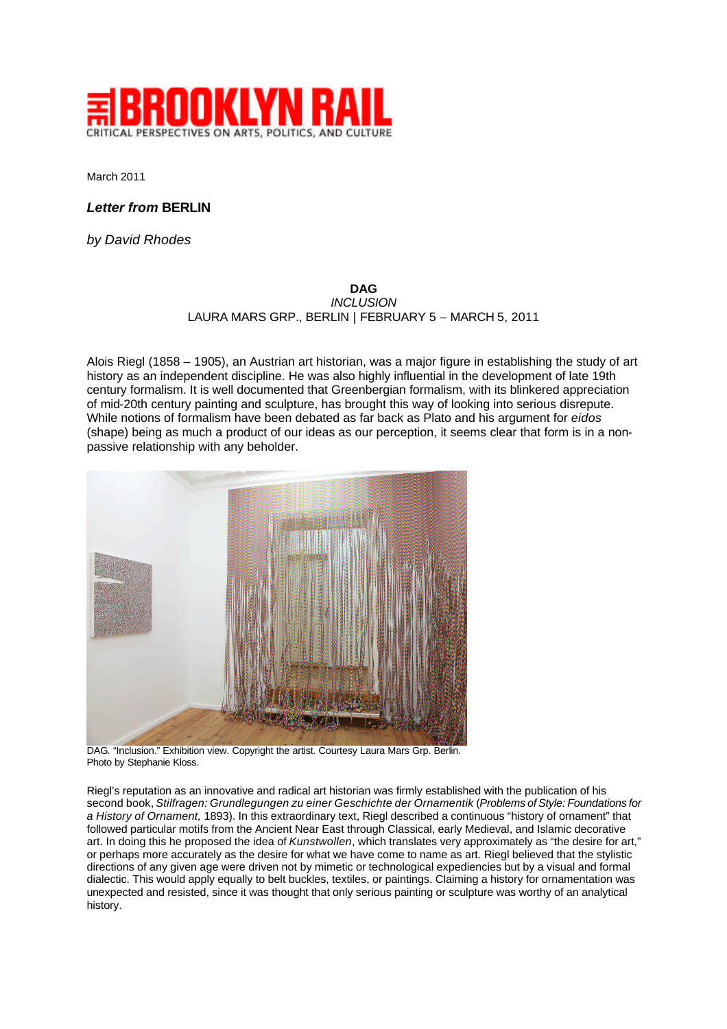# THE BROOKLYN RAIL

CRITICAL PERSPECTIVES ON ARTS, POLITICS, AND CULTURE

March 2011

***Letter from* BERLIN**

*by David Rhodes*

**DAG**
*INCLUSION*
LAURA MARS GRP., BERLIN | FEBRUARY 5 – MARCH 5, 2011

Alois Riegl (1858 – 1905), an Austrian art historian, was a major figure in establishing the study of art history as an independent discipline. He was also highly influential in the development of late 19th century formalism. It is well documented that Greenbergian formalism, with its blinkered appreciation of mid-20th century painting and sculpture, has brought this way of looking into serious disrepute. While notions of formalism have been debated as far back as Plato and his argument for *eidos* (shape) being as much a product of our ideas as our perception, it seems clear that form is in a non-passive relationship with any beholder.

DAG. "Inclusion." Exhibition view. Copyright the artist. Courtesy Laura Mars Grp. Berlin. Photo by Stephanie Kloss.

Riegl's reputation as an innovative and radical art historian was firmly established with the publication of his second book, *Stilfragen: Grundlegungen zu einer Geschichte der Ornamentik* (*Problems of Style: Foundations for a History of Ornament,* 1893). In this extraordinary text, Riegl described a continuous "history of ornament" that followed particular motifs from the Ancient Near East through Classical, early Medieval, and Islamic decorative art. In doing this he proposed the idea of *Kunstwollen*, which translates very approximately as "the desire for art," or perhaps more accurately as the desire for what we have come to name as art. Riegl believed that the stylistic directions of any given age were driven not by mimetic or technological expediencies but by a visual and formal dialectic. This would apply equally to belt buckles, textiles, or paintings. Claiming a history for ornamentation was unexpected and resisted, since it was thought that only serious painting or sculpture was worthy of an analytical history.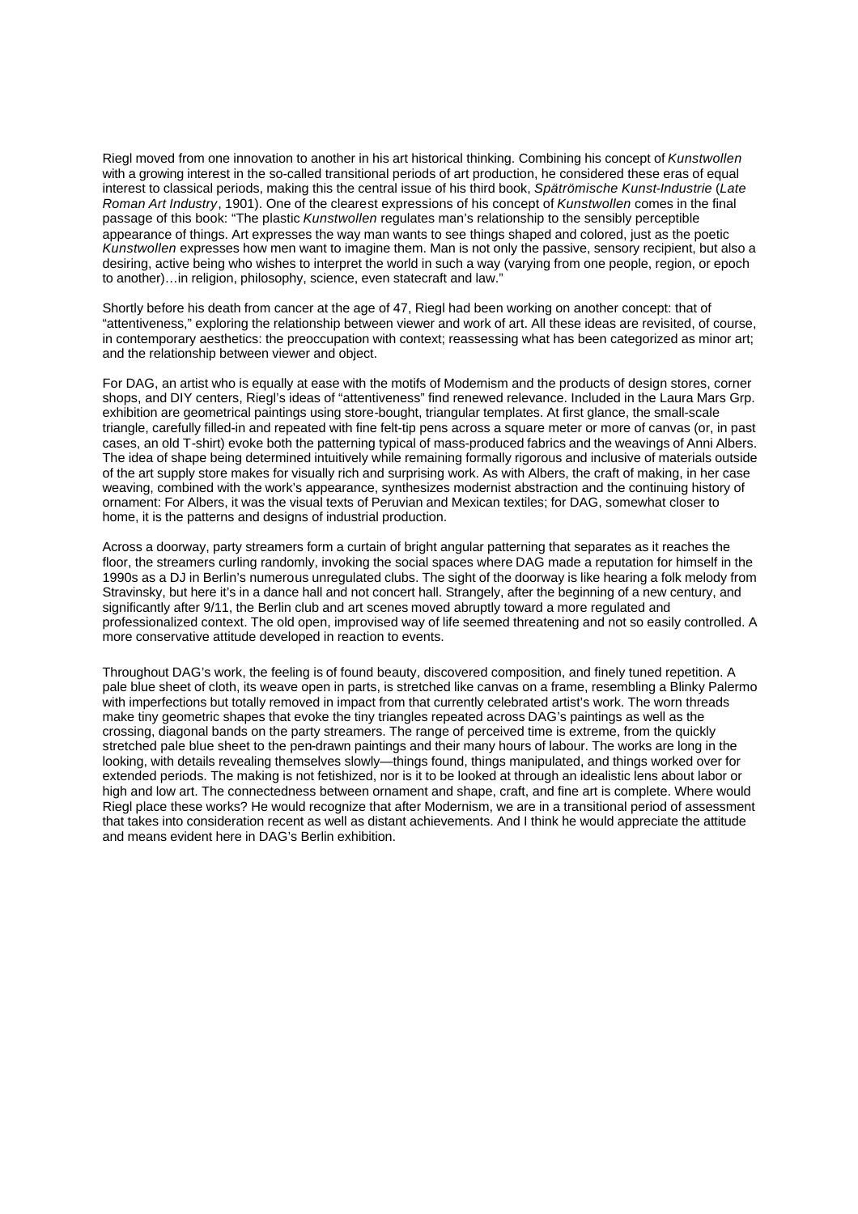Riegl moved from one innovation to another in his art historical thinking. Combining his concept of *Kunstwollen* with a growing interest in the so-called transitional periods of art production, he considered these eras of equal interest to classical periods, making this the central issue of his third book, *Spätrömische Kunst-Industrie* (*Late Roman Art Industry*, 1901). One of the clearest expressions of his concept of *Kunstwollen* comes in the final passage of this book: "The plastic *Kunstwollen* regulates man's relationship to the sensibly perceptible appearance of things. Art expresses the way man wants to see things shaped and colored, just as the poetic *Kunstwollen* expresses how men want to imagine them. Man is not only the passive, sensory recipient, but also a desiring, active being who wishes to interpret the world in such a way (varying from one people, region, or epoch to another)…in religion, philosophy, science, even statecraft and law."

Shortly before his death from cancer at the age of 47, Riegl had been working on another concept: that of "attentiveness," exploring the relationship between viewer and work of art. All these ideas are revisited, of course, in contemporary aesthetics: the preoccupation with context; reassessing what has been categorized as minor art; and the relationship between viewer and object.

For DAG, an artist who is equally at ease with the motifs of Modernism and the products of design stores, corner shops, and DIY centers, Riegl's ideas of "attentiveness" find renewed relevance. Included in the Laura Mars Grp. exhibition are geometrical paintings using store-bought, triangular templates. At first glance, the small-scale triangle, carefully filled-in and repeated with fine felt-tip pens across a square meter or more of canvas (or, in past cases, an old T-shirt) evoke both the patterning typical of mass-produced fabrics and the weavings of Anni Albers. The idea of shape being determined intuitively while remaining formally rigorous and inclusive of materials outside of the art supply store makes for visually rich and surprising work. As with Albers, the craft of making, in her case weaving, combined with the work's appearance, synthesizes modernist abstraction and the continuing history of ornament: For Albers, it was the visual texts of Peruvian and Mexican textiles; for DAG, somewhat closer to home, it is the patterns and designs of industrial production.

Across a doorway, party streamers form a curtain of bright angular patterning that separates as it reaches the floor, the streamers curling randomly, invoking the social spaces where DAG made a reputation for himself in the 1990s as a DJ in Berlin's numerous unregulated clubs. The sight of the doorway is like hearing a folk melody from Stravinsky, but here it's in a dance hall and not concert hall. Strangely, after the beginning of a new century, and significantly after 9/11, the Berlin club and art scenes moved abruptly toward a more regulated and professionalized context. The old open, improvised way of life seemed threatening and not so easily controlled. A more conservative attitude developed in reaction to events.

Throughout DAG's work, the feeling is of found beauty, discovered composition, and finely tuned repetition. A pale blue sheet of cloth, its weave open in parts, is stretched like canvas on a frame, resembling a Blinky Palermo with imperfections but totally removed in impact from that currently celebrated artist's work. The worn threads make tiny geometric shapes that evoke the tiny triangles repeated across DAG's paintings as well as the crossing, diagonal bands on the party streamers. The range of perceived time is extreme, from the quickly stretched pale blue sheet to the pen-drawn paintings and their many hours of labour. The works are long in the looking, with details revealing themselves slowly—things found, things manipulated, and things worked over for extended periods. The making is not fetishized, nor is it to be looked at through an idealistic lens about labor or high and low art. The connectedness between ornament and shape, craft, and fine art is complete. Where would Riegl place these works? He would recognize that after Modernism, we are in a transitional period of assessment that takes into consideration recent as well as distant achievements. And I think he would appreciate the attitude and means evident here in DAG's Berlin exhibition.